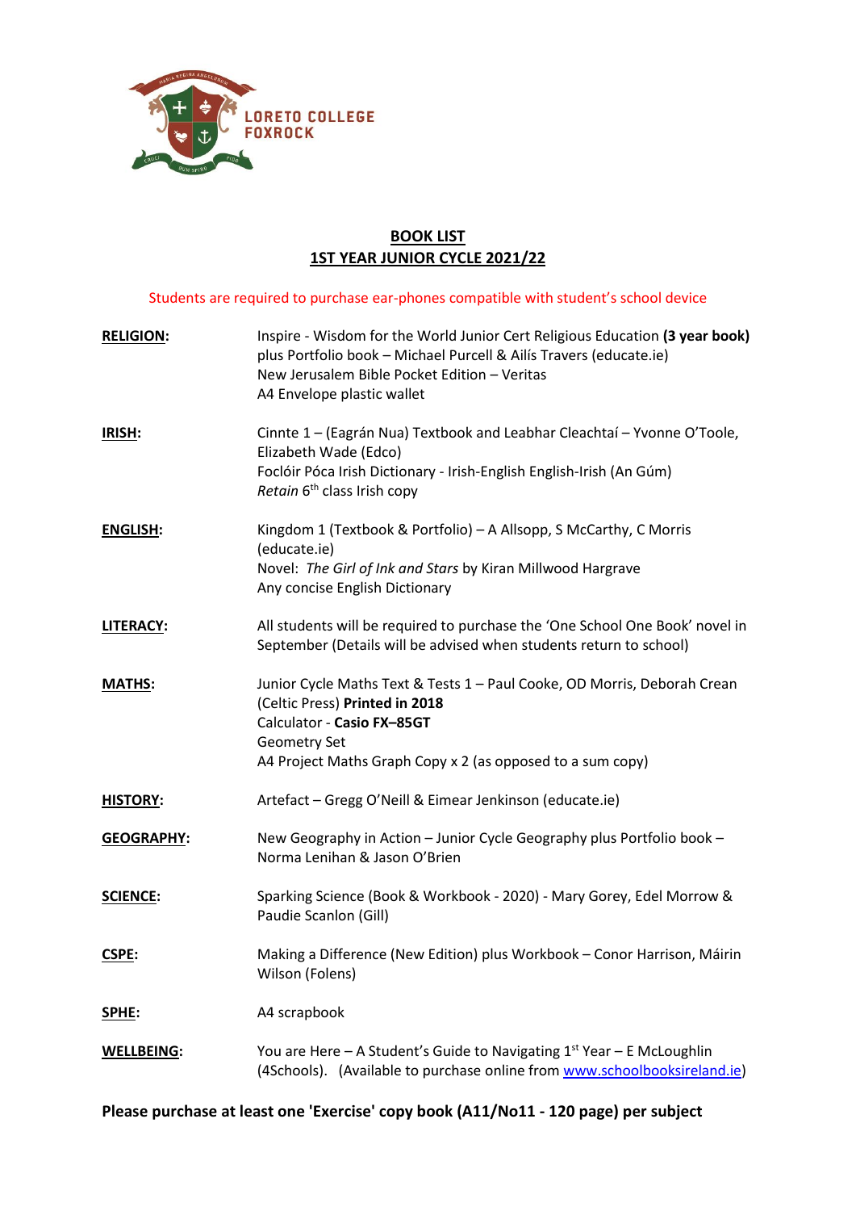LORETO COLLEGE FOXROCK

# BOOK LIST
## 1ST YEAR JUNIOR CYCLE 2021/22

Students are required to purchase ear-phones compatible with student's school device

| | |
|---|---|
| **RELIGION:** | Inspire - Wisdom for the World Junior Cert Religious Education **(3 year book)** plus Portfolio book – Michael Purcell & Ailís Travers (educate.ie)<br>New Jerusalem Bible Pocket Edition – Veritas<br>A4 Envelope plastic wallet |
| **IRISH:** | Cinnte 1 – (Eagrán Nua) Textbook and Leabhar Cleachtaí – Yvonne O'Toole, Elizabeth Wade (Edco)<br>Foclóir Póca Irish Dictionary - Irish-English English-Irish (An Gúm)<br>*Retain* 6th class Irish copy |
| **ENGLISH:** | Kingdom 1 (Textbook & Portfolio) – A Allsopp, S McCarthy, C Morris (educate.ie)<br>Novel: *The Girl of Ink and Stars* by Kiran Millwood Hargrave<br>Any concise English Dictionary |
| **LITERACY:** | All students will be required to purchase the 'One School One Book' novel in September (Details will be advised when students return to school) |
| **MATHS:** | Junior Cycle Maths Text & Tests 1 – Paul Cooke, OD Morris, Deborah Crean (Celtic Press) **Printed in 2018**<br>Calculator - **Casio FX–85GT**<br>Geometry Set<br>A4 Project Maths Graph Copy x 2 (as opposed to a sum copy) |
| **HISTORY:** | Artefact – Gregg O'Neill & Eimear Jenkinson (educate.ie) |
| **GEOGRAPHY:** | New Geography in Action – Junior Cycle Geography plus Portfolio book – Norma Lenihan & Jason O'Brien |
| **SCIENCE:** | Sparking Science (Book & Workbook - 2020) - Mary Gorey, Edel Morrow & Paudie Scanlon (Gill) |
| **CSPE:** | Making a Difference (New Edition) plus Workbook – Conor Harrison, Máirin Wilson (Folens) |
| **SPHE:** | A4 scrapbook |
| **WELLBEING:** | You are Here – A Student's Guide to Navigating 1st Year – E McLoughlin (4Schools). (Available to purchase online from www.schoolbooksireland.ie) |

**Please purchase at least one 'Exercise' copy book (A11/No11 - 120 page) per subject**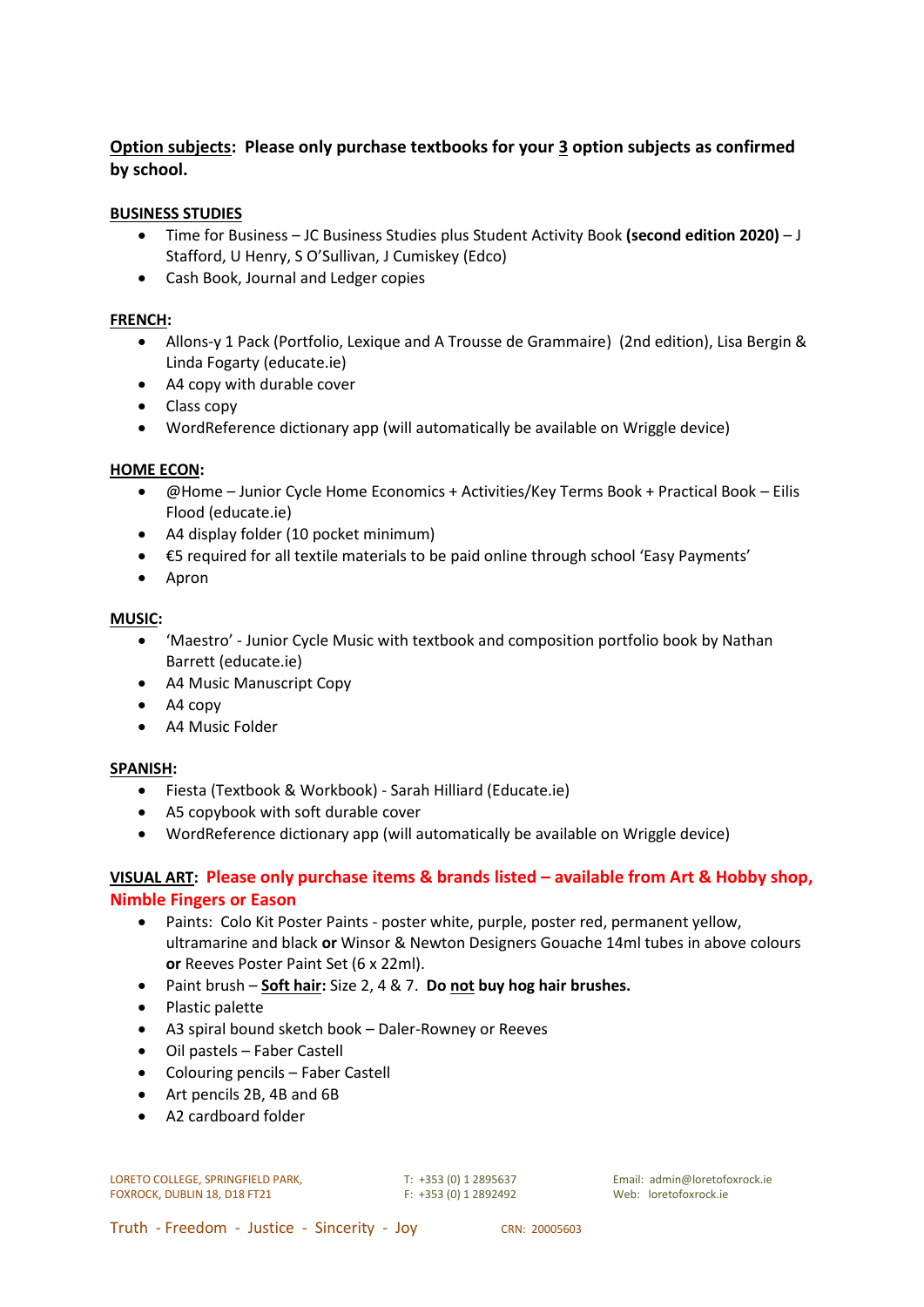**Option subjects: Please only purchase textbooks for your 3 option subjects as confirmed by school.**

**BUSINESS STUDIES**

- Time for Business – JC Business Studies plus Student Activity Book **(second edition 2020)** – J Stafford, U Henry, S O'Sullivan, J Cumiskey (Edco)
- Cash Book, Journal and Ledger copies

**FRENCH:**

- Allons-y 1 Pack (Portfolio, Lexique and A Trousse de Grammaire) (2nd edition), Lisa Bergin & Linda Fogarty (educate.ie)
- A4 copy with durable cover
- Class copy
- WordReference dictionary app (will automatically be available on Wriggle device)

**HOME ECON:**

- @Home – Junior Cycle Home Economics + Activities/Key Terms Book + Practical Book – Eilis Flood (educate.ie)
- A4 display folder (10 pocket minimum)
- €5 required for all textile materials to be paid online through school 'Easy Payments'
- Apron

**MUSIC:**

- 'Maestro' - Junior Cycle Music with textbook and composition portfolio book by Nathan Barrett (educate.ie)
- A4 Music Manuscript Copy
- A4 copy
- A4 Music Folder

**SPANISH:**

- Fiesta (Textbook & Workbook) - Sarah Hilliard (Educate.ie)
- A5 copybook with soft durable cover
- WordReference dictionary app (will automatically be available on Wriggle device)

**VISUAL ART: Please only purchase items & brands listed – available from Art & Hobby shop, Nimble Fingers or Eason**

- Paints: Colo Kit Poster Paints - poster white, purple, poster red, permanent yellow, ultramarine and black **or** Winsor & Newton Designers Gouache 14ml tubes in above colours **or** Reeves Poster Paint Set (6 x 22ml).
- Paint brush – **Soft hair:** Size 2, 4 & 7. **Do not buy hog hair brushes.**
- Plastic palette
- A3 spiral bound sketch book – Daler-Rowney or Reeves
- Oil pastels – Faber Castell
- Colouring pencils – Faber Castell
- Art pencils 2B, 4B and 6B
- A2 cardboard folder